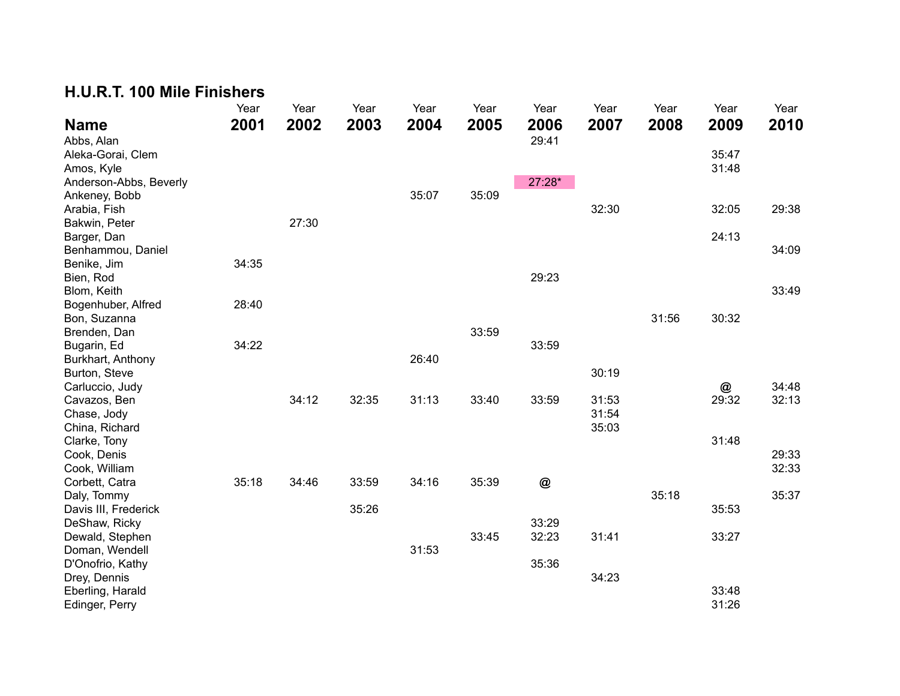# H.U.R.T. 100 Mile Finishers

| Name | Year 2001 | Year 2002 | Year 2003 | Year 2004 | Year 2005 | Year 2006 | Year 2007 | Year 2008 | Year 2009 | Year 2010 |
|---|---|---|---|---|---|---|---|---|---|---|
| Abbs, Alan | | | | | | 29:41 | | | | |
| Aleka-Gorai, Clem | | | | | | | | | 35:47 | |
| Amos, Kyle | | | | | | | | | 31:48 | |
| Anderson-Abbs, Beverly | | | | | | 27:28* | | | | |
| Ankeney, Bobb | | | | 35:07 | 35:09 | | | | | |
| Arabia, Fish | | | | | | | 32:30 | | 32:05 | 29:38 |
| Bakwin, Peter | | 27:30 | | | | | | | | |
| Barger, Dan | | | | | | | | | 24:13 | |
| Benhammou, Daniel | | | | | | | | | | 34:09 |
| Benike, Jim | 34:35 | | | | | | | | | |
| Bien, Rod | | | | | | 29:23 | | | | |
| Blom, Keith | | | | | | | | | | 33:49 |
| Bogenhuber, Alfred | 28:40 | | | | | | | | | |
| Bon, Suzanna | | | | | | | | 31:56 | 30:32 | |
| Brenden, Dan | | | | | 33:59 | | | | | |
| Bugarin, Ed | 34:22 | | | | | 33:59 | | | | |
| Burkhart, Anthony | | | | 26:40 | | | | | | |
| Burton, Steve | | | | | | | 30:19 | | | |
| Carluccio, Judy | | | | | | | | | @ | 34:48 |
| Cavazos, Ben | | 34:12 | 32:35 | 31:13 | 33:40 | 33:59 | 31:53 | | 29:32 | 32:13 |
| Chase, Jody | | | | | | | 31:54 | | | |
| China, Richard | | | | | | | 35:03 | | | |
| Clarke, Tony | | | | | | | | | 31:48 | |
| Cook, Denis | | | | | | | | | | 29:33 |
| Cook, William | | | | | | | | | | 32:33 |
| Corbett, Catra | 35:18 | 34:46 | 33:59 | 34:16 | 35:39 | @ | | | | |
| Daly, Tommy | | | | | | | | 35:18 | | 35:37 |
| Davis III, Frederick | | | 35:26 | | | | | | 35:53 | |
| DeShaw, Ricky | | | | | | 33:29 | | | | |
| Dewald, Stephen | | | | | 33:45 | 32:23 | 31:41 | | 33:27 | |
| Doman, Wendell | | | | 31:53 | | | | | | |
| D'Onofrio, Kathy | | | | | | 35:36 | | | | |
| Drey, Dennis | | | | | | | 34:23 | | | |
| Eberling, Harald | | | | | | | | | 33:48 | |
| Edinger, Perry | | | | | | | | | 31:26 | |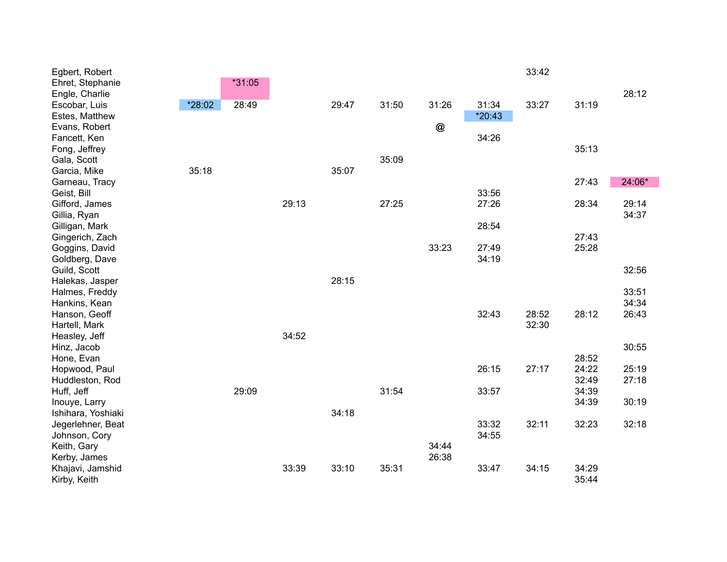| | | | | | | | | | | |
|---|---|---|---|---|---|---|---|---|---|---|
| Egbert, Robert | | | | | | | | 33:42 | | |
| Ehret, Stephanie | | *31:05 | | | | | | | | |
| Engle, Charlie | | | | | | | | | | 28:12 |
| Escobar, Luis | *28:02 | 28:49 | | 29:47 | 31:50 | 31:26 | 31:34 | 33:27 | 31:19 | |
| Estes, Matthew | | | | | | | *20:43 | | | |
| Evans, Robert | | | | | | @ | | | | |
| Fancett, Ken | | | | | | | 34:26 | | | |
| Fong, Jeffrey | | | | | | | | | 35:13 | |
| Gala, Scott | | | | | 35:09 | | | | | |
| Garcia, Mike | 35:18 | | | 35:07 | | | | | | |
| Garneau, Tracy | | | | | | | | | 27:43 | 24:06* |
| Geist, Bill | | | | | | | 33:56 | | | |
| Gifford, James | | | 29:13 | | 27:25 | | 27:26 | | 28:34 | 29:14 |
| Gillia, Ryan | | | | | | | | | | 34:37 |
| Gilligan, Mark | | | | | | | 28:54 | | | |
| Gingerich, Zach | | | | | | | | | 27:43 | |
| Goggins, David | | | | | | 33:23 | 27:49 | | 25:28 | |
| Goldberg, Dave | | | | | | | 34:19 | | | |
| Guild, Scott | | | | | | | | | | 32:56 |
| Halekas, Jasper | | | | 28:15 | | | | | | |
| Halmes, Freddy | | | | | | | | | | 33:51 |
| Hankins, Kean | | | | | | | | | | 34:34 |
| Hanson, Geoff | | | | | | | 32:43 | 28:52 | 28:12 | 26:43 |
| Hartell, Mark | | | | | | | | 32:30 | | |
| Heasley, Jeff | | | 34:52 | | | | | | | |
| Hinz, Jacob | | | | | | | | | | 30:55 |
| Hone, Evan | | | | | | | | | 28:52 | |
| Hopwood, Paul | | | | | | | 26:15 | 27:17 | 24:22 | 25:19 |
| Huddleston, Rod | | | | | | | | | 32:49 | 27:18 |
| Huff, Jeff | | 29:09 | | | 31:54 | | 33:57 | | 34:39 | |
| Inouye, Larry | | | | | | | | | 34:39 | 30:19 |
| Ishihara, Yoshiaki | | | | 34:18 | | | | | | |
| Jegerlehner, Beat | | | | | | | 33:32 | 32:11 | 32:23 | 32:18 |
| Johnson, Cory | | | | | | | 34:55 | | | |
| Keith, Gary | | | | | | 34:44 | | | | |
| Kerby, James | | | | | | 26:38 | | | | |
| Khajavi, Jamshid | | | 33:39 | 33:10 | 35:31 | | 33:47 | 34:15 | 34:29 | |
| Kirby, Keith | | | | | | | | | 35:44 | |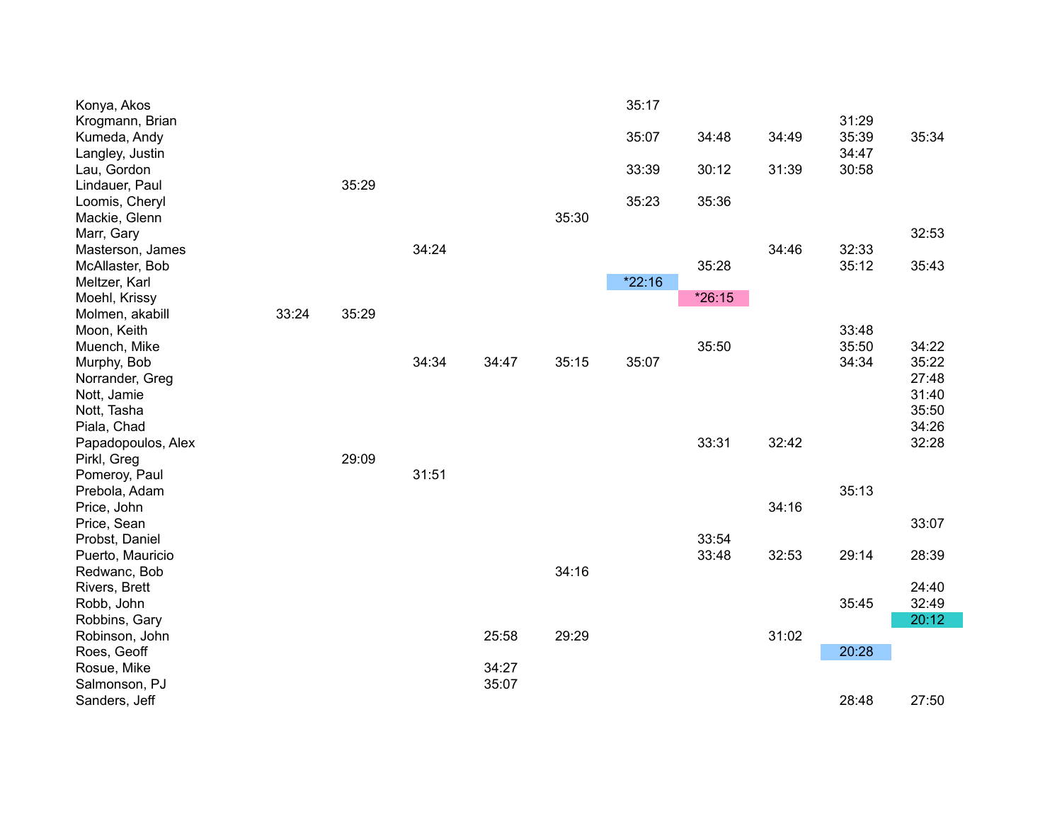| | | | | | | | | | | |
|---|---|---|---|---|---|---|---|---|---|---|
| Konya, Akos | | | | | | 35:17 | | | | |
| Krogmann, Brian | | | | | | | | | 31:29 | |
| Kumeda, Andy | | | | | | 35:07 | 34:48 | 34:49 | 35:39 | 35:34 |
| Langley, Justin | | | | | | | | | 34:47 | |
| Lau, Gordon | | | | | | 33:39 | 30:12 | 31:39 | 30:58 | |
| Lindauer, Paul | | 35:29 | | | | | | | | |
| Loomis, Cheryl | | | | | | 35:23 | 35:36 | | | |
| Mackie, Glenn | | | | | 35:30 | | | | | |
| Marr, Gary | | | | | | | | | | 32:53 |
| Masterson, James | | | 34:24 | | | | | 34:46 | 32:33 | |
| McAllaster, Bob | | | | | | | 35:28 | | 35:12 | 35:43 |
| Meltzer, Karl | | | | | | *22:16 | | | | |
| Moehl, Krissy | | | | | | | *26:15 | | | |
| Molmen, akabill | 33:24 | 35:29 | | | | | | | | |
| Moon, Keith | | | | | | | | | 33:48 | |
| Muench, Mike | | | | | | | 35:50 | | 35:50 | 34:22 |
| Murphy, Bob | | | 34:34 | 34:47 | 35:15 | 35:07 | | | 34:34 | 35:22 |
| Norrander, Greg | | | | | | | | | | 27:48 |
| Nott, Jamie | | | | | | | | | | 31:40 |
| Nott, Tasha | | | | | | | | | | 35:50 |
| Piala, Chad | | | | | | | | | | 34:26 |
| Papadopoulos, Alex | | | | | | | 33:31 | 32:42 | | 32:28 |
| Pirkl, Greg | | 29:09 | | | | | | | | |
| Pomeroy, Paul | | | 31:51 | | | | | | | |
| Prebola, Adam | | | | | | | | | 35:13 | |
| Price, John | | | | | | | | 34:16 | | |
| Price, Sean | | | | | | | | | | 33:07 |
| Probst, Daniel | | | | | | | 33:54 | | | |
| Puerto, Mauricio | | | | | | | 33:48 | 32:53 | 29:14 | 28:39 |
| Redwanc, Bob | | | | | 34:16 | | | | | |
| Rivers, Brett | | | | | | | | | | 24:40 |
| Robb, John | | | | | | | | | 35:45 | 32:49 |
| Robbins, Gary | | | | | | | | | | 20:12 |
| Robinson, John | | | | 25:58 | 29:29 | | | 31:02 | | |
| Roes, Geoff | | | | | | | | | 20:28 | |
| Rosue, Mike | | | | 34:27 | | | | | | |
| Salmonson, PJ | | | | 35:07 | | | | | | |
| Sanders, Jeff | | | | | | | | | 28:48 | 27:50 |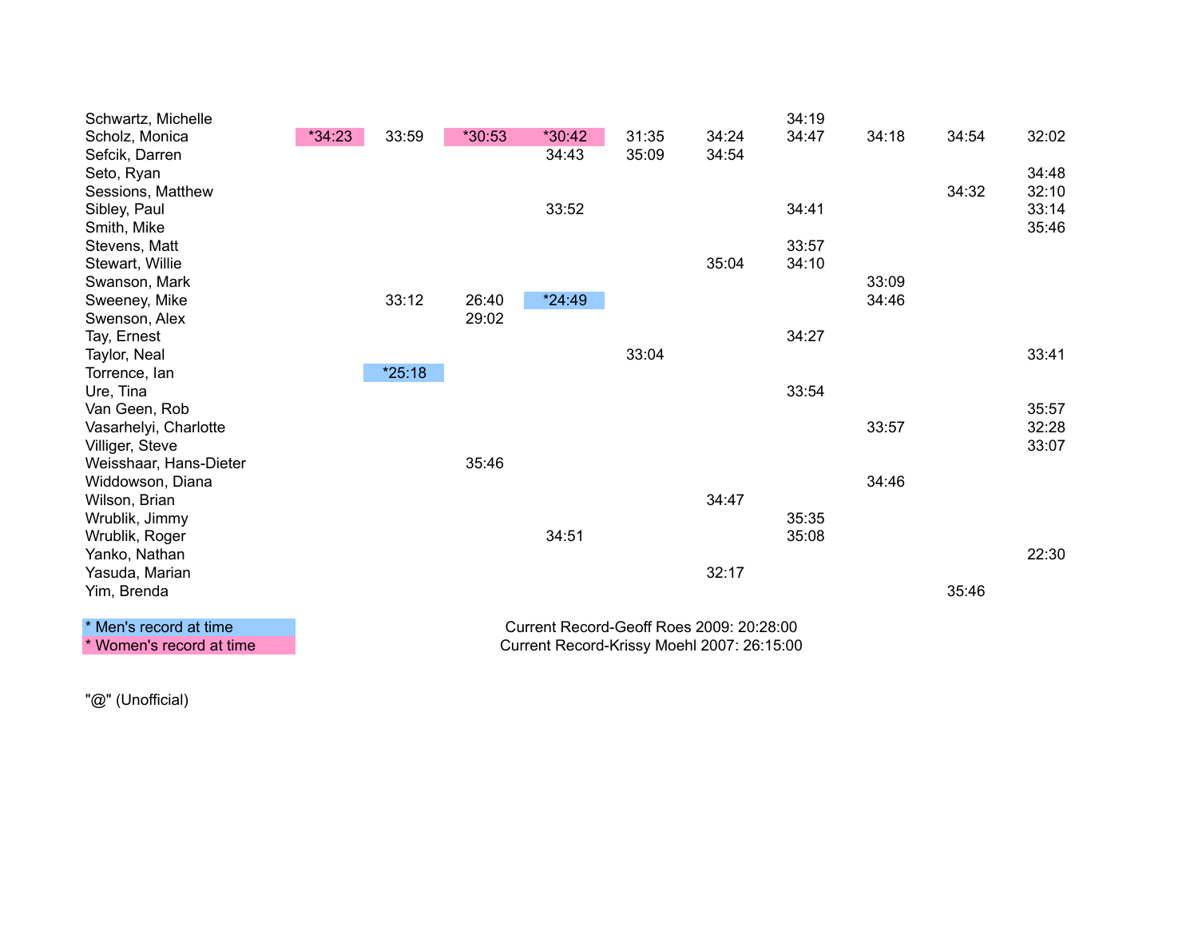| | | | | | | | | | | |
|---|---|---|---|---|---|---|---|---|---|---|
| Schwartz, Michelle | | | | | | | 34:19 | | | |
| Scholz, Monica | *34:23 | 33:59 | *30:53 | *30:42 | 31:35 | 34:24 | 34:47 | 34:18 | 34:54 | 32:02 |
| Sefcik, Darren | | | | 34:43 | 35:09 | 34:54 | | | | |
| Seto, Ryan | | | | | | | | | | 34:48 |
| Sessions, Matthew | | | | | | | | | 34:32 | 32:10 |
| Sibley, Paul | | | | 33:52 | | | 34:41 | | | 33:14 |
| Smith, Mike | | | | | | | | | | 35:46 |
| Stevens, Matt | | | | | | | 33:57 | | | |
| Stewart, Willie | | | | | | 35:04 | 34:10 | | | |
| Swanson, Mark | | | | | | | | 33:09 | | |
| Sweeney, Mike | | 33:12 | 26:40 | *24:49 | | | | 34:46 | | |
| Swenson, Alex | | | 29:02 | | | | | | | |
| Tay, Ernest | | | | | | | 34:27 | | | |
| Taylor, Neal | | | | | 33:04 | | | | | 33:41 |
| Torrence, Ian | | *25:18 | | | | | | | | |
| Ure, Tina | | | | | | | 33:54 | | | |
| Van Geen, Rob | | | | | | | | | | 35:57 |
| Vasarhelyi, Charlotte | | | | | | | | 33:57 | | 32:28 |
| Villiger, Steve | | | | | | | | | | 33:07 |
| Weisshaar, Hans-Dieter | | | 35:46 | | | | | | | |
| Widdowson, Diana | | | | | | | | 34:46 | | |
| Wilson, Brian | | | | | | 34:47 | | | | |
| Wrublik, Jimmy | | | | | | | 35:35 | | | |
| Wrublik, Roger | | | | 34:51 | | | 35:08 | | | |
| Yanko, Nathan | | | | | | | | | | 22:30 |
| Yasuda, Marian | | | | | | 32:17 | | | | |
| Yim, Brenda | | | | | | | | | 35:46 | |

* Men's record at time
* Women's record at time

Current Record-Geoff Roes 2009: 20:28:00
Current Record-Krissy Moehl 2007: 26:15:00

"@" (Unofficial)